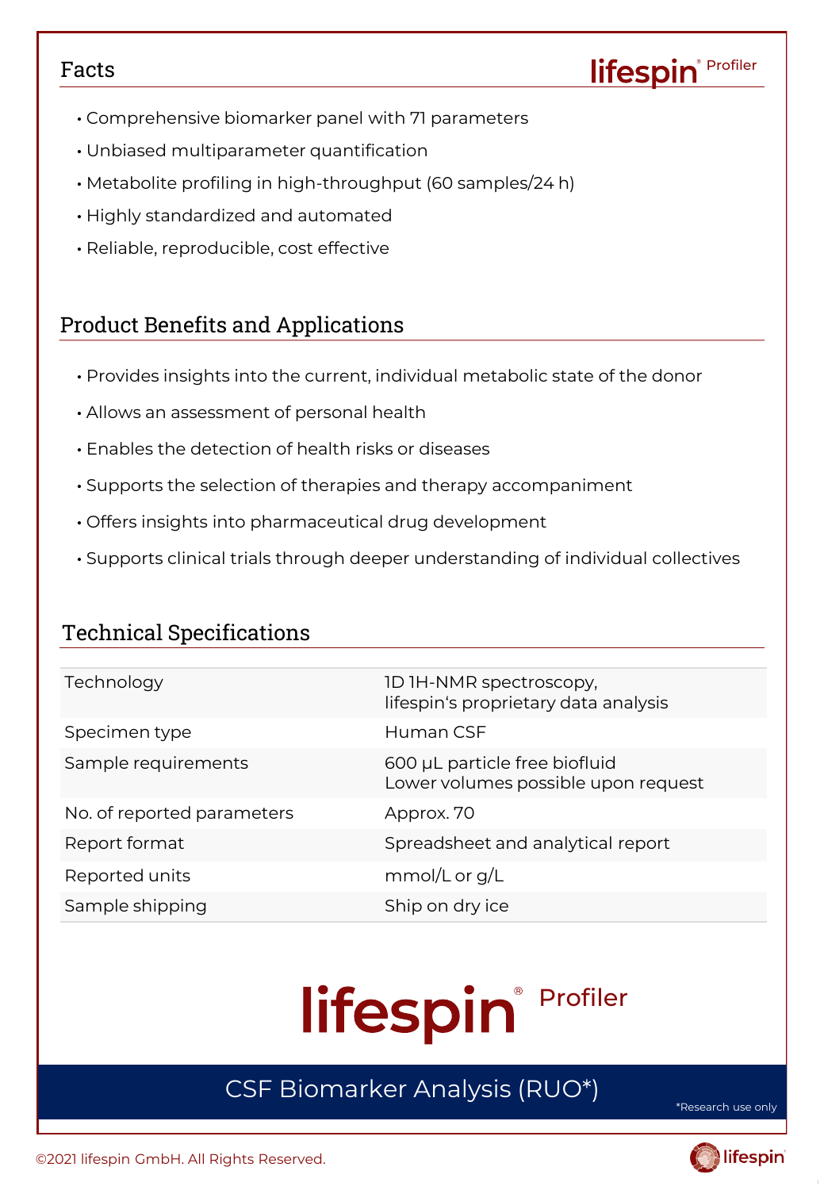## Facts

- Comprehensive biomarker panel with 71 parameters
- Unbiased multiparameter quantification
- Metabolite profiling in high-throughput (60 samples/24 h)
- Highly standardized and automated
- Reliable, reproducible, cost effective

## Product Benefits and Applications

- Provides insights into the current, individual metabolic state of the donor
- Allows an assessment of personal health
- Enables the detection of health risks or diseases
- Supports the selection of therapies and therapy accompaniment
- Offers insights into pharmaceutical drug development
- Supports clinical trials through deeper understanding of individual collectives

## Technical Specifications

| | |
|---|---|
| Technology | 1D 1H-NMR spectroscopy, lifespin's proprietary data analysis |
| Specimen type | Human CSF |
| Sample requirements | 600 µL particle free biofluid<br>Lower volumes possible upon request |
| No. of reported parameters | Approx. 70 |
| Report format | Spreadsheet and analytical report |
| Reported units | mmol/L or g/L |
| Sample shipping | Ship on dry ice |

# lifespin® Profiler

## CSF Biomarker Analysis (RUO*)

*Research use only

©2021 lifespin GmbH. All Rights Reserved.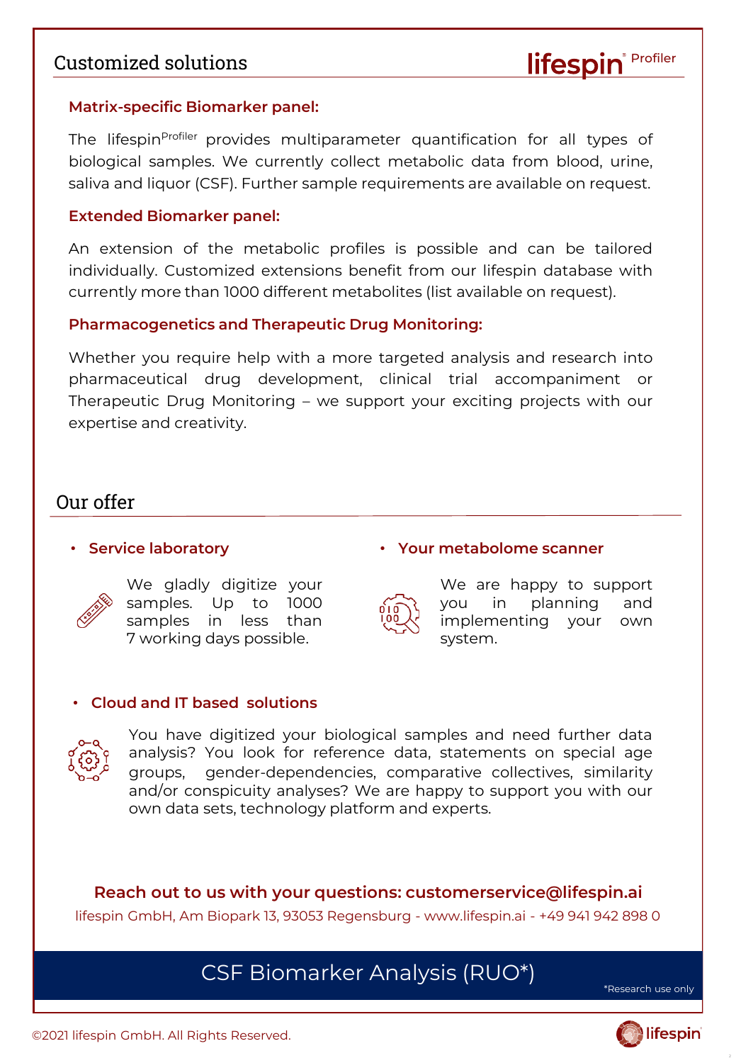## Customized solutions

lifespin® Profiler

### Matrix-specific Biomarker panel:

The lifespin[Profiler] provides multiparameter quantification for all types of biological samples. We currently collect metabolic data from blood, urine, saliva and liquor (CSF). Further sample requirements are available on request.

### Extended Biomarker panel:

An extension of the metabolic profiles is possible and can be tailored individually. Customized extensions benefit from our lifespin database with currently more than 1000 different metabolites (list available on request).

### Pharmacogenetics and Therapeutic Drug Monitoring:

Whether you require help with a more targeted analysis and research into pharmaceutical drug development, clinical trial accompaniment or Therapeutic Drug Monitoring – we support your exciting projects with our expertise and creativity.

## Our offer

- **Service laboratory**

  We gladly digitize your samples. Up to 1000 samples in less than 7 working days possible.

- **Your metabolome scanner**

  We are happy to support you in planning and implementing your own system.

- **Cloud and IT based solutions**

  You have digitized your biological samples and need further data analysis? You look for reference data, statements on special age groups, gender-dependencies, comparative collectives, similarity and/or conspicuity analyses? We are happy to support you with our own data sets, technology platform and experts.

**Reach out to us with your questions: customerservice@lifespin.ai**

lifespin GmbH, Am Biopark 13, 93053 Regensburg - www.lifespin.ai - +49 941 942 898 0

## CSF Biomarker Analysis (RUO*)

*Research use only

©2021 lifespin GmbH. All Rights Reserved.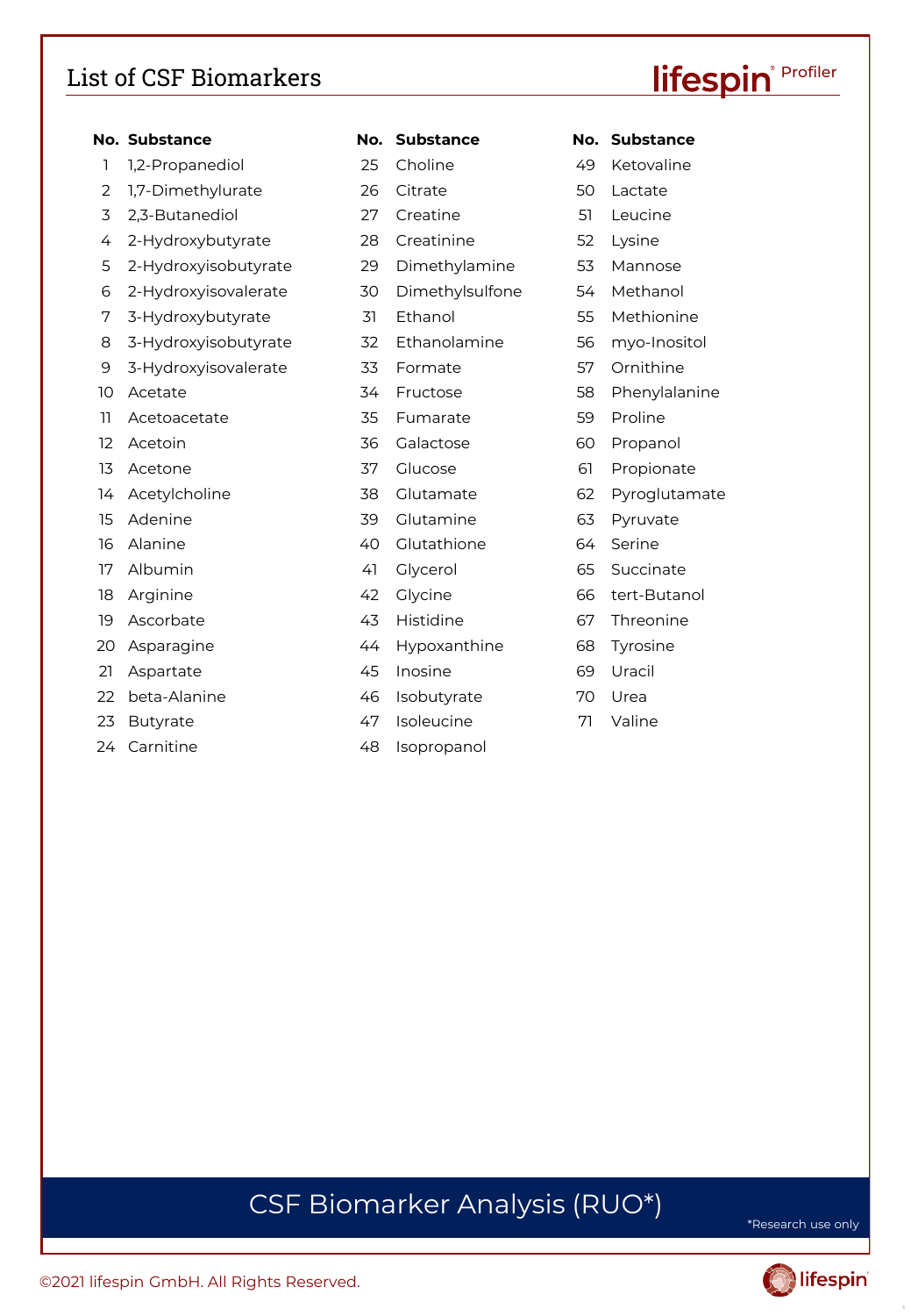# List of CSF Biomarkers

lifespin Profiler

| No. | Substance | No. | Substance | No. | Substance |
|---|---|---|---|---|---|
| 1 | 1,2-Propanediol | 25 | Choline | 49 | Ketovaline |
| 2 | 1,7-Dimethylurate | 26 | Citrate | 50 | Lactate |
| 3 | 2,3-Butanediol | 27 | Creatine | 51 | Leucine |
| 4 | 2-Hydroxybutyrate | 28 | Creatinine | 52 | Lysine |
| 5 | 2-Hydroxyisobutyrate | 29 | Dimethylamine | 53 | Mannose |
| 6 | 2-Hydroxyisovalerate | 30 | Dimethylsulfone | 54 | Methanol |
| 7 | 3-Hydroxybutyrate | 31 | Ethanol | 55 | Methionine |
| 8 | 3-Hydroxyisobutyrate | 32 | Ethanolamine | 56 | myo-Inositol |
| 9 | 3-Hydroxyisovalerate | 33 | Formate | 57 | Ornithine |
| 10 | Acetate | 34 | Fructose | 58 | Phenylalanine |
| 11 | Acetoacetate | 35 | Fumarate | 59 | Proline |
| 12 | Acetoin | 36 | Galactose | 60 | Propanol |
| 13 | Acetone | 37 | Glucose | 61 | Propionate |
| 14 | Acetylcholine | 38 | Glutamate | 62 | Pyroglutamate |
| 15 | Adenine | 39 | Glutamine | 63 | Pyruvate |
| 16 | Alanine | 40 | Glutathione | 64 | Serine |
| 17 | Albumin | 41 | Glycerol | 65 | Succinate |
| 18 | Arginine | 42 | Glycine | 66 | tert-Butanol |
| 19 | Ascorbate | 43 | Histidine | 67 | Threonine |
| 20 | Asparagine | 44 | Hypoxanthine | 68 | Tyrosine |
| 21 | Aspartate | 45 | Inosine | 69 | Uracil |
| 22 | beta-Alanine | 46 | Isobutyrate | 70 | Urea |
| 23 | Butyrate | 47 | Isoleucine | 71 | Valine |
| 24 | Carnitine | 48 | Isopropanol | | |

CSF Biomarker Analysis (RUO*)

*Research use only

©2021 lifespin GmbH. All Rights Reserved.